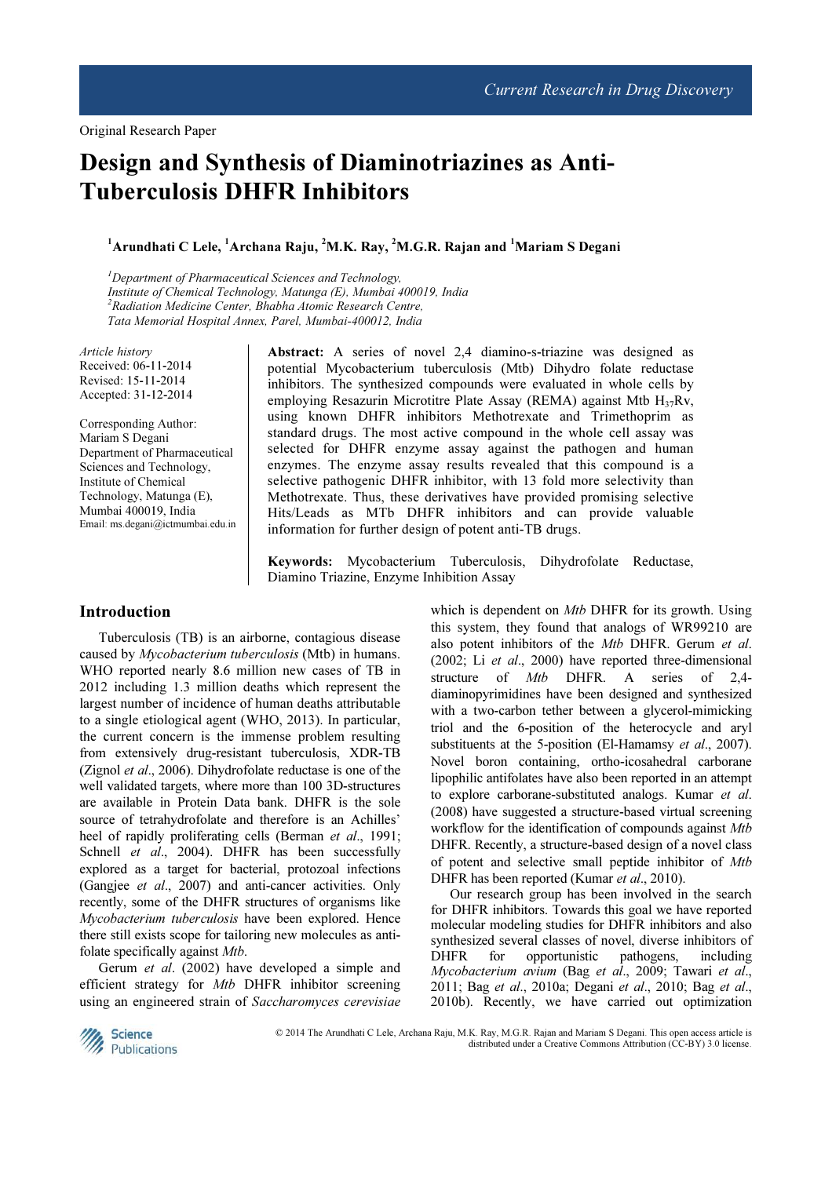Original Research Paper

# Design and Synthesis of Diaminotriazines as Anti-Tuberculosis DHFR Inhibitors

[1]Arundhati C Lele, [1]Archana Raju, [2]M.K. Ray, [2]M.G.R. Rajan and [1]Mariam S Degani

[1]*Department of Pharmaceutical Sciences and Technology, Institute of Chemical Technology, Matunga (E), Mumbai 400019, India*
[2]*Radiation Medicine Center, Bhabha Atomic Research Centre, Tata Memorial Hospital Annex, Parel, Mumbai-400012, India*

*Article history*
Received: 06-11-2014
Revised: 15-11-2014
Accepted: 31-12-2014

Corresponding Author:
Mariam S Degani
Department of Pharmaceutical Sciences and Technology, Institute of Chemical Technology, Matunga (E), Mumbai 400019, India
Email: ms.degani@ictmumbai.edu.in

**Abstract:** A series of novel 2,4 diamino-s-triazine was designed as potential Mycobacterium tuberculosis (Mtb) Dihydro folate reductase inhibitors. The synthesized compounds were evaluated in whole cells by employing Resazurin Microtitre Plate Assay (REMA) against Mtb $H_{37}Rv$, using known DHFR inhibitors Methotrexate and Trimethoprim as standard drugs. The most active compound in the whole cell assay was selected for DHFR enzyme assay against the pathogen and human enzymes. The enzyme assay results revealed that this compound is a selective pathogenic DHFR inhibitor, with 13 fold more selectivity than Methotrexate. Thus, these derivatives have provided promising selective Hits/Leads as MTb DHFR inhibitors and can provide valuable information for further design of potent anti-TB drugs.

**Keywords:** Mycobacterium Tuberculosis, Dihydrofolate Reductase, Diamino Triazine, Enzyme Inhibition Assay

## Introduction

Tuberculosis (TB) is an airborne, contagious disease caused by *Mycobacterium tuberculosis* (Mtb) in humans. WHO reported nearly 8.6 million new cases of TB in 2012 including 1.3 million deaths which represent the largest number of incidence of human deaths attributable to a single etiological agent (WHO, 2013). In particular, the current concern is the immense problem resulting from extensively drug-resistant tuberculosis, XDR-TB (Zignol *et al*., 2006). Dihydrofolate reductase is one of the well validated targets, where more than 100 3D-structures are available in Protein Data bank. DHFR is the sole source of tetrahydrofolate and therefore is an Achilles' heel of rapidly proliferating cells (Berman *et al*., 1991; Schnell *et al*., 2004). DHFR has been successfully explored as a target for bacterial, protozoal infections (Gangjee *et al*., 2007) and anti-cancer activities. Only recently, some of the DHFR structures of organisms like *Mycobacterium tuberculosis* have been explored. Hence there still exists scope for tailoring new molecules as anti-folate specifically against *Mtb*.

Gerum *et al*. (2002) have developed a simple and efficient strategy for *Mtb* DHFR inhibitor screening using an engineered strain of *Saccharomyces cerevisiae* which is dependent on *Mtb* DHFR for its growth. Using this system, they found that analogs of WR99210 are also potent inhibitors of the *Mtb* DHFR. Gerum *et al*. (2002; Li *et al*., 2000) have reported three-dimensional structure of *Mtb* DHFR. A series of 2,4-diaminopyrimidines have been designed and synthesized with a two-carbon tether between a glycerol-mimicking triol and the 6-position of the heterocycle and aryl substituents at the 5-position (El-Hamamsy *et al*., 2007). Novel boron containing, ortho-icosahedral carborane lipophilic antifolates have also been reported in an attempt to explore carborane-substituted analogs. Kumar *et al*. (2008) have suggested a structure-based virtual screening workflow for the identification of compounds against *Mtb* DHFR. Recently, a structure-based design of a novel class of potent and selective small peptide inhibitor of *Mtb* DHFR has been reported (Kumar *et al*., 2010).

Our research group has been involved in the search for DHFR inhibitors. Towards this goal we have reported molecular modeling studies for DHFR inhibitors and also synthesized several classes of novel, diverse inhibitors of DHFR for opportunistic pathogens, including *Mycobacterium avium* (Bag *et al*., 2009; Tawari *et al*., 2011; Bag *et al*., 2010a; Degani *et al*., 2010; Bag *et al*., 2010b). Recently, we have carried out optimization

© 2014 The Arundhati C Lele, Archana Raju, M.K. Ray, M.G.R. Rajan and Mariam S Degani. This open access article is distributed under a Creative Commons Attribution (CC-BY) 3.0 license.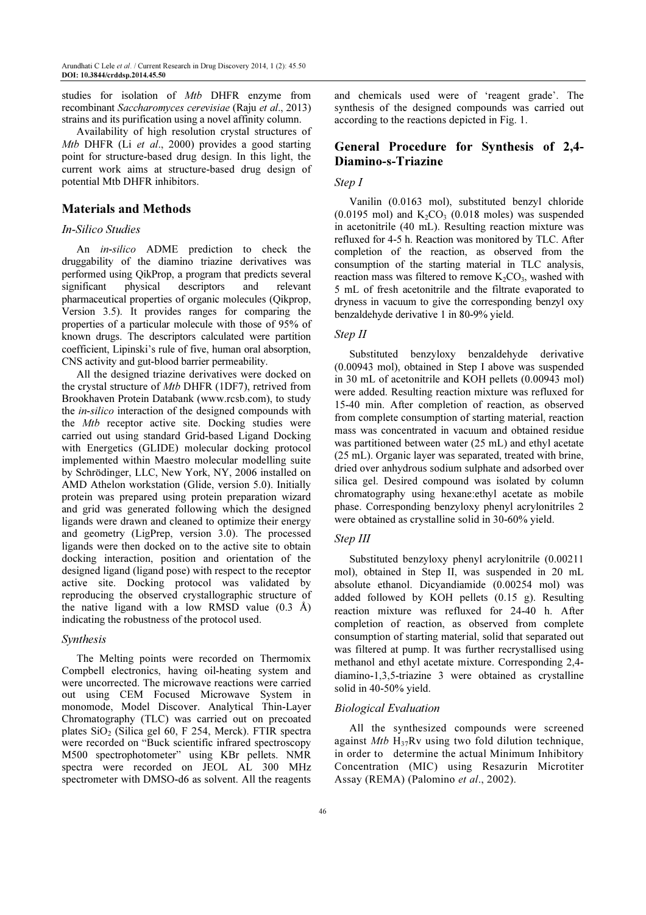studies for isolation of *Mtb* DHFR enzyme from recombinant *Saccharomyces cerevisiae* (Raju *et al*., 2013) strains and its purification using a novel affinity column.

Availability of high resolution crystal structures of *Mtb* DHFR (Li *et al*., 2000) provides a good starting point for structure-based drug design. In this light, the current work aims at structure-based drug design of potential Mtb DHFR inhibitors.

## Materials and Methods

### *In-Silico Studies*

An *in-silico* ADME prediction to check the druggability of the diamino triazine derivatives was performed using QikProp, a program that predicts several significant physical descriptors and relevant pharmaceutical properties of organic molecules (Qikprop, Version 3.5). It provides ranges for comparing the properties of a particular molecule with those of 95% of known drugs. The descriptors calculated were partition coefficient, Lipinski's rule of five, human oral absorption, CNS activity and gut-blood barrier permeability.

All the designed triazine derivatives were docked on the crystal structure of *Mtb* DHFR (1DF7), retrived from Brookhaven Protein Databank (www.rcsb.com), to study the *in-silico* interaction of the designed compounds with the *Mtb* receptor active site. Docking studies were carried out using standard Grid-based Ligand Docking with Energetics (GLIDE) molecular docking protocol implemented within Maestro molecular modelling suite by Schrödinger, LLC, New York, NY, 2006 installed on AMD Athelon workstation (Glide, version 5.0). Initially protein was prepared using protein preparation wizard and grid was generated following which the designed ligands were drawn and cleaned to optimize their energy and geometry (LigPrep, version 3.0). The processed ligands were then docked on to the active site to obtain docking interaction, position and orientation of the designed ligand (ligand pose) with respect to the receptor active site. Docking protocol was validated by reproducing the observed crystallographic structure of the native ligand with a low RMSD value (0.3 Å) indicating the robustness of the protocol used.

### *Synthesis*

The Melting points were recorded on Thermomix Compbell electronics, having oil-heating system and were uncorrected. The microwave reactions were carried out using CEM Focused Microwave System in monomode, Model Discover. Analytical Thin-Layer Chromatography (TLC) was carried out on precoated plates $SiO_2$ (Silica gel 60, F 254, Merck). FTIR spectra were recorded on "Buck scientific infrared spectroscopy M500 spectrophotometer" using KBr pellets. NMR spectra were recorded on JEOL AL 300 MHz spectrometer with DMSO-d6 as solvent. All the reagents and chemicals used were of 'reagent grade'. The synthesis of the designed compounds was carried out according to the reactions depicted in Fig. 1.

## General Procedure for Synthesis of 2,4-Diamino-s-Triazine

### *Step I*

Vanilin (0.0163 mol), substituted benzyl chloride (0.0195 mol) and $K_2CO_3$ (0.018 moles) was suspended in acetonitrile (40 mL). Resulting reaction mixture was refluxed for 4-5 h. Reaction was monitored by TLC. After completion of the reaction, as observed from the consumption of the starting material in TLC analysis, reaction mass was filtered to remove $K_2CO_3$, washed with 5 mL of fresh acetonitrile and the filtrate evaporated to dryness in vacuum to give the corresponding benzyl oxy benzaldehyde derivative 1 in 80-9% yield.

### *Step II*

Substituted benzyloxy benzaldehyde derivative (0.00943 mol), obtained in Step I above was suspended in 30 mL of acetonitrile and KOH pellets (0.00943 mol) were added. Resulting reaction mixture was refluxed for 15-40 min. After completion of reaction, as observed from complete consumption of starting material, reaction mass was concentrated in vacuum and obtained residue was partitioned between water (25 mL) and ethyl acetate (25 mL). Organic layer was separated, treated with brine, dried over anhydrous sodium sulphate and adsorbed over silica gel. Desired compound was isolated by column chromatography using hexane:ethyl acetate as mobile phase. Corresponding benzyloxy phenyl acrylonitriles 2 were obtained as crystalline solid in 30-60% yield.

### *Step III*

Substituted benzyloxy phenyl acrylonitrile (0.00211 mol), obtained in Step II, was suspended in 20 mL absolute ethanol. Dicyandiamide (0.00254 mol) was added followed by KOH pellets (0.15 g). Resulting reaction mixture was refluxed for 24-40 h. After completion of reaction, as observed from complete consumption of starting material, solid that separated out was filtered at pump. It was further recrystallised using methanol and ethyl acetate mixture. Corresponding 2,4-diamino-1,3,5-triazine 3 were obtained as crystalline solid in 40-50% yield.

### *Biological Evaluation*

All the synthesized compounds were screened against *Mtb* $H_{37}Rv$ using two fold dilution technique, in order to determine the actual Minimum Inhibitory Concentration (MIC) using Resazurin Microtiter Assay (REMA) (Palomino *et al*., 2002).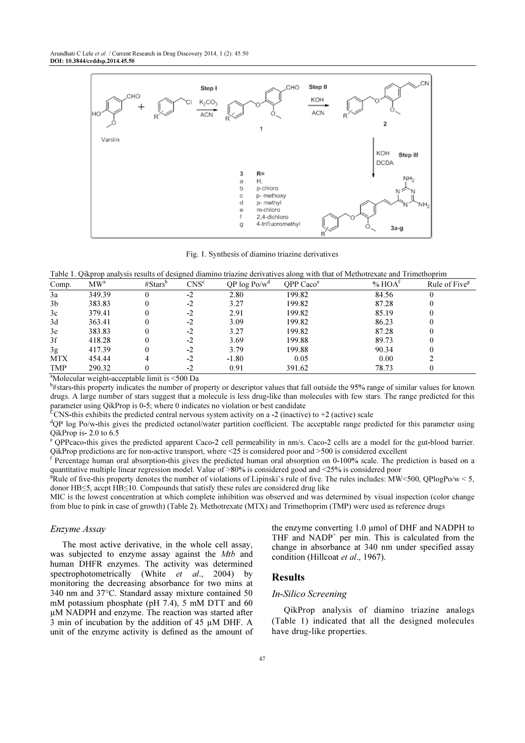Fig. 1. Synthesis of diamino triazine derivatives

Table 1. Qikprop analysis results of designed diamino triazine derivatives along with that of Methotrexate and Trimethoprim

| Comp. | MW[a] | #Stars[b] | CNS[c] | QP log Po/w[d] | QPP Caco[e] | % HOA[f] | Rule of Five[g] |
|---|---|---|---|---|---|---|---|
| 3a | 349.39 | 0 | -2 | 2.80 | 199.82 | 84.56 | 0 |
| 3b | 383.83 | 0 | -2 | 3.27 | 199.82 | 87.28 | 0 |
| 3c | 379.41 | 0 | -2 | 2.91 | 199.82 | 85.19 | 0 |
| 3d | 363.41 | 0 | -2 | 3.09 | 199.82 | 86.23 | 0 |
| 3e | 383.83 | 0 | -2 | 3.27 | 199.82 | 87.28 | 0 |
| 3f | 418.28 | 0 | -2 | 3.69 | 199.88 | 89.73 | 0 |
| 3g | 417.39 | 0 | -2 | 3.79 | 199.88 | 90.34 | 0 |
| MTX | 454.44 | 4 | -2 | -1.80 | 0.05 | 0.00 | 2 |
| TMP | 290.32 | 0 | -2 | 0.91 | 391.62 | 78.73 | 0 |

[a]Molecular weight-acceptable limit is <500 Da

[b]#stars-this property indicates the number of property or descriptor values that fall outside the 95% range of similar values for known drugs. A large number of stars suggest that a molecule is less drug-like than molecules with few stars. The range predicted for this parameter using QikProp is 0-5; where 0 indicates no violation or best candidate

[c]CNS-this exhibits the predicted central nervous system activity on a -2 (inactive) to +2 (active) scale

[d]QP log Po/w-this gives the predicted octanol/water partition coefficient. The acceptable range predicted for this parameter using QikProp is- 2.0 to 6.5

[e] QPPcaco-this gives the predicted apparent Caco-2 cell permeability in nm/s. Caco-2 cells are a model for the gut-blood barrier. QikProp predictions are for non-active transport, where <25 is considered poor and >500 is considered excellent

[f] Percentage human oral absorption-this gives the predicted human oral absorption on 0-100% scale. The prediction is based on a quantitative multiple linear regression model. Value of >80% is considered good and <25% is considered poor

[g]Rule of five-this property denotes the number of violations of Lipinski's rule of five. The rules includes: MW<500, QPlogPo/w < 5, donor HB≤5, accpt HB≤10. Compounds that satisfy these rules are considered drug like

MIC is the lowest concentration at which complete inhibition was observed and was determined by visual inspection (color change from blue to pink in case of growth) (Table 2). Methotrexate (MTX) and Trimethoprim (TMP) were used as reference drugs

### *Enzyme Assay*

The most active derivative, in the whole cell assay, was subjected to enzyme assay against the *Mtb* and human DHFR enzymes. The activity was determined spectrophotometrically (White *et al*., 2004) by monitoring the decreasing absorbance for two mins at 340 nm and 37°C. Standard assay mixture contained 50 mM potassium phosphate (pH 7.4), 5 mM DTT and 60 µM NADPH and enzyme. The reaction was started after 3 min of incubation by the addition of 45 µM DHF. A unit of the enzyme activity is defined as the amount of the enzyme converting 1.0 µmol of DHF and NADPH to THF and $NADP^+$ per min. This is calculated from the change in absorbance at 340 nm under specified assay condition (Hillcoat *et al*., 1967).

## Results

### *In-Silico Screening*

QikProp analysis of diamino triazine analogs (Table 1) indicated that all the designed molecules have drug-like properties.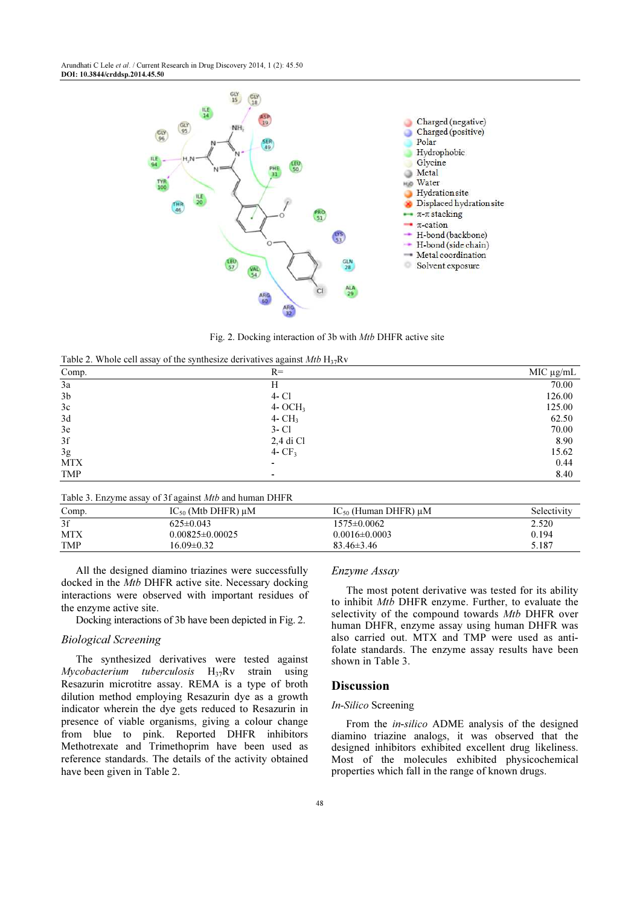Fig. 2. Docking interaction of 3b with *Mtb* DHFR active site

Table 2. Whole cell assay of the synthesize derivatives against *Mtb* $H_{37}Rv$

| Comp. | R= | MIC µg/mL |
|---|---|---|
| 3a | H | 70.00 |
| 3b | 4- Cl | 126.00 |
| 3c | 4- $OCH_3$ | 125.00 |
| 3d | 4- $CH_3$ | 62.50 |
| 3e | 3- Cl | 70.00 |
| 3f | 2,4 di Cl | 8.90 |
| 3g | 4- $CF_3$ | 15.62 |
| MTX | - | 0.44 |
| TMP | - | 8.40 |

Table 3. Enzyme assay of 3f against *Mtb* and human DHFR

| Comp. | $IC_{50}$ (Mtb DHFR) µM | $IC_{50}$ (Human DHFR) µM | Selectivity |
|---|---|---|---|
| 3f | 625±0.043 | 1575±0.0062 | 2.520 |
| MTX | 0.00825±0.00025 | 0.0016±0.0003 | 0.194 |
| TMP | 16.09±0.32 | 83.46±3.46 | 5.187 |

All the designed diamino triazines were successfully docked in the *Mtb* DHFR active site. Necessary docking interactions were observed with important residues of the enzyme active site.

Docking interactions of 3b have been depicted in Fig. 2.

### Biological Screening

The synthesized derivatives were tested against *Mycobacterium tuberculosis* $H_{37}Rv$ strain using Resazurin microtitre assay. REMA is a type of broth dilution method employing Resazurin dye as a growth indicator wherein the dye gets reduced to Resazurin in presence of viable organisms, giving a colour change from blue to pink. Reported DHFR inhibitors Methotrexate and Trimethoprim have been used as reference standards. The details of the activity obtained have been given in Table 2.

### Enzyme Assay

The most potent derivative was tested for its ability to inhibit *Mtb* DHFR enzyme. Further, to evaluate the selectivity of the compound towards *Mtb* DHFR over human DHFR, enzyme assay using human DHFR was also carried out. MTX and TMP were used as anti-folate standards. The enzyme assay results have been shown in Table 3.

## Discussion

### *In-Silico* Screening

From the *in-silico* ADME analysis of the designed diamino triazine analogs, it was observed that the designed inhibitors exhibited excellent drug likeliness. Most of the molecules exhibited physicochemical properties which fall in the range of known drugs.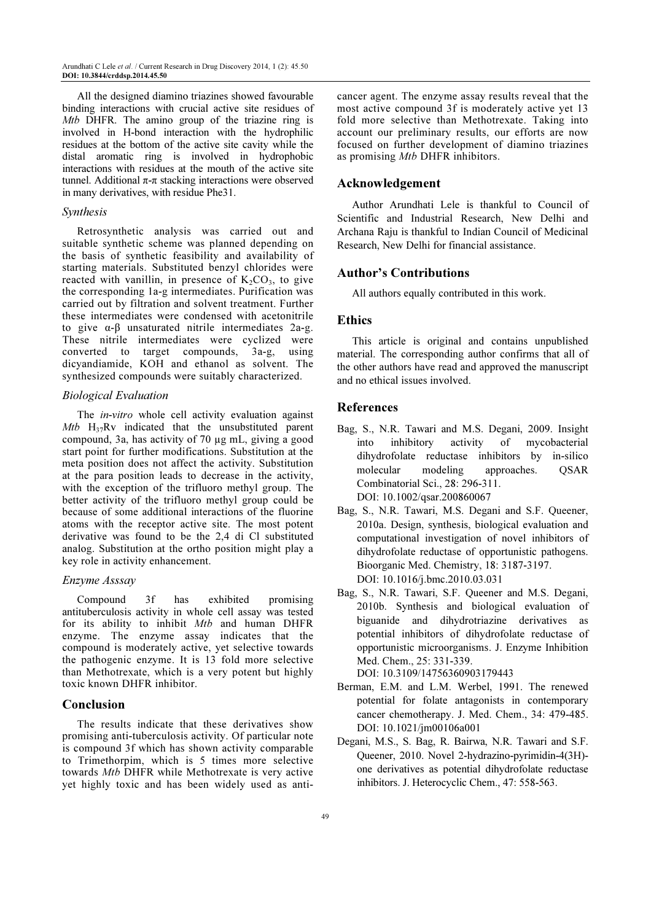All the designed diamino triazines showed favourable binding interactions with crucial active site residues of *Mtb* DHFR. The amino group of the triazine ring is involved in H-bond interaction with the hydrophilic residues at the bottom of the active site cavity while the distal aromatic ring is involved in hydrophobic interactions with residues at the mouth of the active site tunnel. Additional π-π stacking interactions were observed in many derivatives, with residue Phe31.

### *Synthesis*

Retrosynthetic analysis was carried out and suitable synthetic scheme was planned depending on the basis of synthetic feasibility and availability of starting materials. Substituted benzyl chlorides were reacted with vanillin, in presence of $K_2CO_3$, to give the corresponding 1a-g intermediates. Purification was carried out by filtration and solvent treatment. Further these intermediates were condensed with acetonitrile to give α-β unsaturated nitrile intermediates 2a-g. These nitrile intermediates were cyclized were converted to target compounds, 3a-g, using dicyandiamide, KOH and ethanol as solvent. The synthesized compounds were suitably characterized.

### *Biological Evaluation*

The *in-vitro* whole cell activity evaluation against *Mtb* $H_{37}Rv$ indicated that the unsubstituted parent compound, 3a, has activity of 70 µg mL, giving a good start point for further modifications. Substitution at the meta position does not affect the activity. Substitution at the para position leads to decrease in the activity, with the exception of the trifluoro methyl group. The better activity of the trifluoro methyl group could be because of some additional interactions of the fluorine atoms with the receptor active site. The most potent derivative was found to be the 2,4 di Cl substituted analog. Substitution at the ortho position might play a key role in activity enhancement.

### *Enzyme Asssay*

Compound 3f has exhibited promising antituberculosis activity in whole cell assay was tested for its ability to inhibit *Mtb* and human DHFR enzyme. The enzyme assay indicates that the compound is moderately active, yet selective towards the pathogenic enzyme. It is 13 fold more selective than Methotrexate, which is a very potent but highly toxic known DHFR inhibitor.

## Conclusion

The results indicate that these derivatives show promising anti-tuberculosis activity. Of particular note is compound 3f which has shown activity comparable to Trimethorpim, which is 5 times more selective towards *Mtb* DHFR while Methotrexate is very active yet highly toxic and has been widely used as anti-cancer agent. The enzyme assay results reveal that the most active compound 3f is moderately active yet 13 fold more selective than Methotrexate. Taking into account our preliminary results, our efforts are now focused on further development of diamino triazines as promising *Mtb* DHFR inhibitors.

## Acknowledgement

Author Arundhati Lele is thankful to Council of Scientific and Industrial Research, New Delhi and Archana Raju is thankful to Indian Council of Medicinal Research, New Delhi for financial assistance.

## Author's Contributions

All authors equally contributed in this work.

## Ethics

This article is original and contains unpublished material. The corresponding author confirms that all of the other authors have read and approved the manuscript and no ethical issues involved.

## References

Bag, S., N.R. Tawari and M.S. Degani, 2009. Insight into inhibitory activity of mycobacterial dihydrofolate reductase inhibitors by in-silico molecular modeling approaches. QSAR Combinatorial Sci., 28: 296-311. DOI: 10.1002/qsar.200860067

Bag, S., N.R. Tawari, M.S. Degani and S.F. Queener, 2010a. Design, synthesis, biological evaluation and computational investigation of novel inhibitors of dihydrofolate reductase of opportunistic pathogens. Bioorganic Med. Chemistry, 18: 3187-3197. DOI: 10.1016/j.bmc.2010.03.031

Bag, S., N.R. Tawari, S.F. Queener and M.S. Degani, 2010b. Synthesis and biological evaluation of biguanide and dihydrotriazine derivatives as potential inhibitors of dihydrofolate reductase of opportunistic microorganisms. J. Enzyme Inhibition Med. Chem., 25: 331-339. DOI: 10.3109/14756360903179443

Berman, E.M. and L.M. Werbel, 1991. The renewed potential for folate antagonists in contemporary cancer chemotherapy. J. Med. Chem., 34: 479-485. DOI: 10.1021/jm00106a001

Degani, M.S., S. Bag, R. Bairwa, N.R. Tawari and S.F. Queener, 2010. Novel 2-hydrazino-pyrimidin-4(3H)-one derivatives as potential dihydrofolate reductase inhibitors. J. Heterocyclic Chem., 47: 558-563.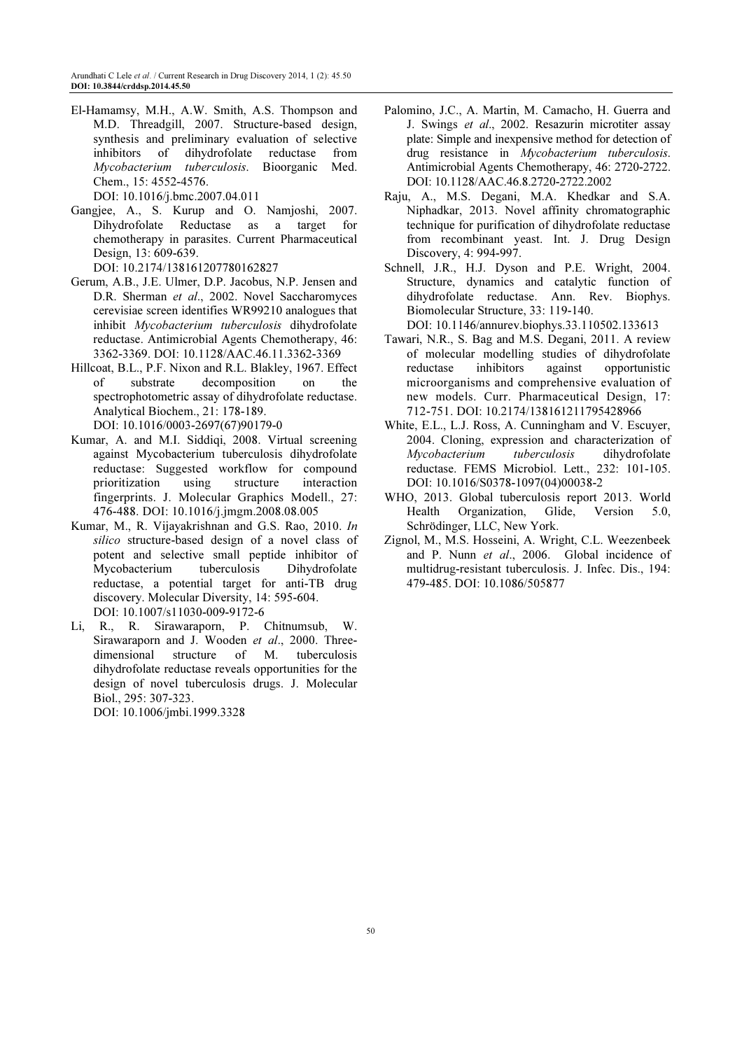El-Hamamsy, M.H., A.W. Smith, A.S. Thompson and M.D. Threadgill, 2007. Structure-based design, synthesis and preliminary evaluation of selective inhibitors of dihydrofolate reductase from *Mycobacterium tuberculosis*. Bioorganic Med. Chem., 15: 4552-4576. DOI: 10.1016/j.bmc.2007.04.011

Gangjee, A., S. Kurup and O. Namjoshi, 2007. Dihydrofolate Reductase as a target for chemotherapy in parasites. Current Pharmaceutical Design, 13: 609-639. DOI: 10.2174/138161207780162827

Gerum, A.B., J.E. Ulmer, D.P. Jacobus, N.P. Jensen and D.R. Sherman *et al*., 2002. Novel Saccharomyces cerevisiae screen identifies WR99210 analogues that inhibit *Mycobacterium tuberculosis* dihydrofolate reductase. Antimicrobial Agents Chemotherapy, 46: 3362-3369. DOI: 10.1128/AAC.46.11.3362-3369

Hillcoat, B.L., P.F. Nixon and R.L. Blakley, 1967. Effect of substrate decomposition on the spectrophotometric assay of dihydrofolate reductase. Analytical Biochem., 21: 178-189. DOI: 10.1016/0003-2697(67)90179-0

Kumar, A. and M.I. Siddiqi, 2008. Virtual screening against Mycobacterium tuberculosis dihydrofolate reductase: Suggested workflow for compound prioritization using structure interaction fingerprints. J. Molecular Graphics Modell., 27: 476-488. DOI: 10.1016/j.jmgm.2008.08.005

Kumar, M., R. Vijayakrishnan and G.S. Rao, 2010. *In silico* structure-based design of a novel class of potent and selective small peptide inhibitor of Mycobacterium tuberculosis Dihydrofolate reductase, a potential target for anti-TB drug discovery. Molecular Diversity, 14: 595-604. DOI: 10.1007/s11030-009-9172-6

Li, R., R. Sirawaraporn, P. Chitnumsub, W. Sirawaraporn and J. Wooden *et al*., 2000. Three-dimensional structure of M. tuberculosis dihydrofolate reductase reveals opportunities for the design of novel tuberculosis drugs. J. Molecular Biol., 295: 307-323. DOI: 10.1006/jmbi.1999.3328

Palomino, J.C., A. Martin, M. Camacho, H. Guerra and J. Swings *et al*., 2002. Resazurin microtiter assay plate: Simple and inexpensive method for detection of drug resistance in *Mycobacterium tuberculosis*. Antimicrobial Agents Chemotherapy, 46: 2720-2722. DOI: 10.1128/AAC.46.8.2720-2722.2002

Raju, A., M.S. Degani, M.A. Khedkar and S.A. Niphadkar, 2013. Novel affinity chromatographic technique for purification of dihydrofolate reductase from recombinant yeast. Int. J. Drug Design Discovery, 4: 994-997.

Schnell, J.R., H.J. Dyson and P.E. Wright, 2004. Structure, dynamics and catalytic function of dihydrofolate reductase. Ann. Rev. Biophys. Biomolecular Structure, 33: 119-140. DOI: 10.1146/annurev.biophys.33.110502.133613

Tawari, N.R., S. Bag and M.S. Degani, 2011. A review of molecular modelling studies of dihydrofolate reductase inhibitors against opportunistic microorganisms and comprehensive evaluation of new models. Curr. Pharmaceutical Design, 17: 712-751. DOI: 10.2174/138161211795428966

White, E.L., L.J. Ross, A. Cunningham and V. Escuyer, 2004. Cloning, expression and characterization of *Mycobacterium tuberculosis* dihydrofolate reductase. FEMS Microbiol. Lett., 232: 101-105. DOI: 10.1016/S0378-1097(04)00038-2

WHO, 2013. Global tuberculosis report 2013. World Health Organization, Glide, Version 5.0, Schrödinger, LLC, New York.

Zignol, M., M.S. Hosseini, A. Wright, C.L. Weezenbeek and P. Nunn *et al*., 2006. Global incidence of multidrug-resistant tuberculosis. J. Infec. Dis., 194: 479-485. DOI: 10.1086/505877